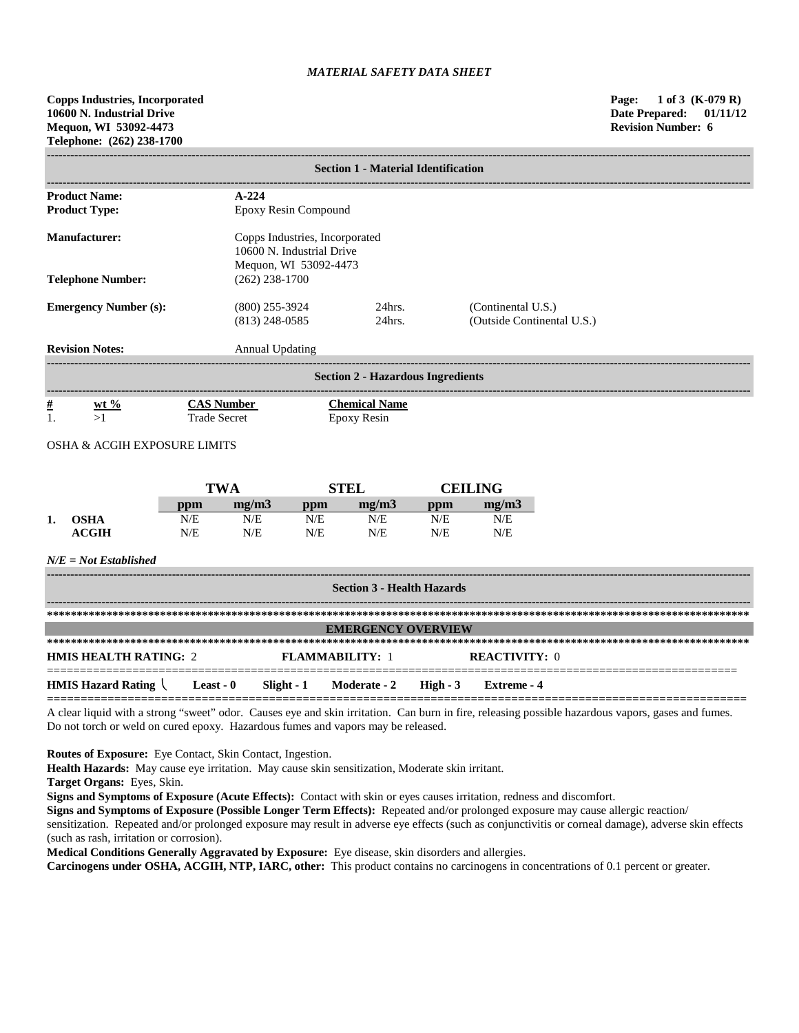*MATERIAL SAFETY DATA SHEET*

**Copps Industries, Incorporated**
**10600 N. Industrial Drive**
**Mequon, WI 53092-4473**
**Telephone: (262) 238-1700**

**Page: 1 of 3 (K-079 R)**
**Date Prepared: 01/11/12**
**Revision Number: 6**

## Section 1 - Material Identification

| | | | |
|---|---|---|---|
| **Product Name:** | **A-224** | | |
| **Product Type:** | Epoxy Resin Compound | | |
| **Manufacturer:** | Copps Industries, Incorporated<br>10600 N. Industrial Drive<br>Mequon, WI 53092-4473 | | |
| **Telephone Number:** | (262) 238-1700 | | |
| **Emergency Number (s):** | (800) 255-3924 | 24hrs. | (Continental U.S.) |
| | (813) 248-0585 | 24hrs. | (Outside Continental U.S.) |
| **Revision Notes:** | Annual Updating | | |

## Section 2 - Hazardous Ingredients

| # | wt % | CAS Number | Chemical Name |
|---|---|---|---|
| 1. | >1 | Trade Secret | Epoxy Resin |

OSHA & ACGIH EXPOSURE LIMITS

| | | TWA | | STEL | | CEILING | |
|---|---|---|---|---|---|---|---|
| | | ppm | mg/m3 | ppm | mg/m3 | ppm | mg/m3 |
| 1. | OSHA | N/E | N/E | N/E | N/E | N/E | N/E |
| | ACGIH | N/E | N/E | N/E | N/E | N/E | N/E |

***N/E = Not Established***

## Section 3 - Health Hazards

**EMERGENCY OVERVIEW**

**HMIS HEALTH RATING:** 2 **FLAMMABILITY:** 1 **REACTIVITY:** 0

**HMIS Hazard Rating \ Least - 0 Slight - 1 Moderate - 2 High - 3 Extreme - 4**

A clear liquid with a strong "sweet" odor. Causes eye and skin irritation. Can burn in fire, releasing possible hazardous vapors, gases and fumes. Do not torch or weld on cured epoxy. Hazardous fumes and vapors may be released.

**Routes of Exposure:** Eye Contact, Skin Contact, Ingestion.
**Health Hazards:** May cause eye irritation. May cause skin sensitization, Moderate skin irritant.
**Target Organs:** Eyes, Skin.
**Signs and Symptoms of Exposure (Acute Effects):** Contact with skin or eyes causes irritation, redness and discomfort.
**Signs and Symptoms of Exposure (Possible Longer Term Effects):** Repeated and/or prolonged exposure may cause allergic reaction/ sensitization. Repeated and/or prolonged exposure may result in adverse eye effects (such as conjunctivitis or corneal damage), adverse skin effects (such as rash, irritation or corrosion).
**Medical Conditions Generally Aggravated by Exposure:** Eye disease, skin disorders and allergies.
**Carcinogens under OSHA, ACGIH, NTP, IARC, other:** This product contains no carcinogens in concentrations of 0.1 percent or greater.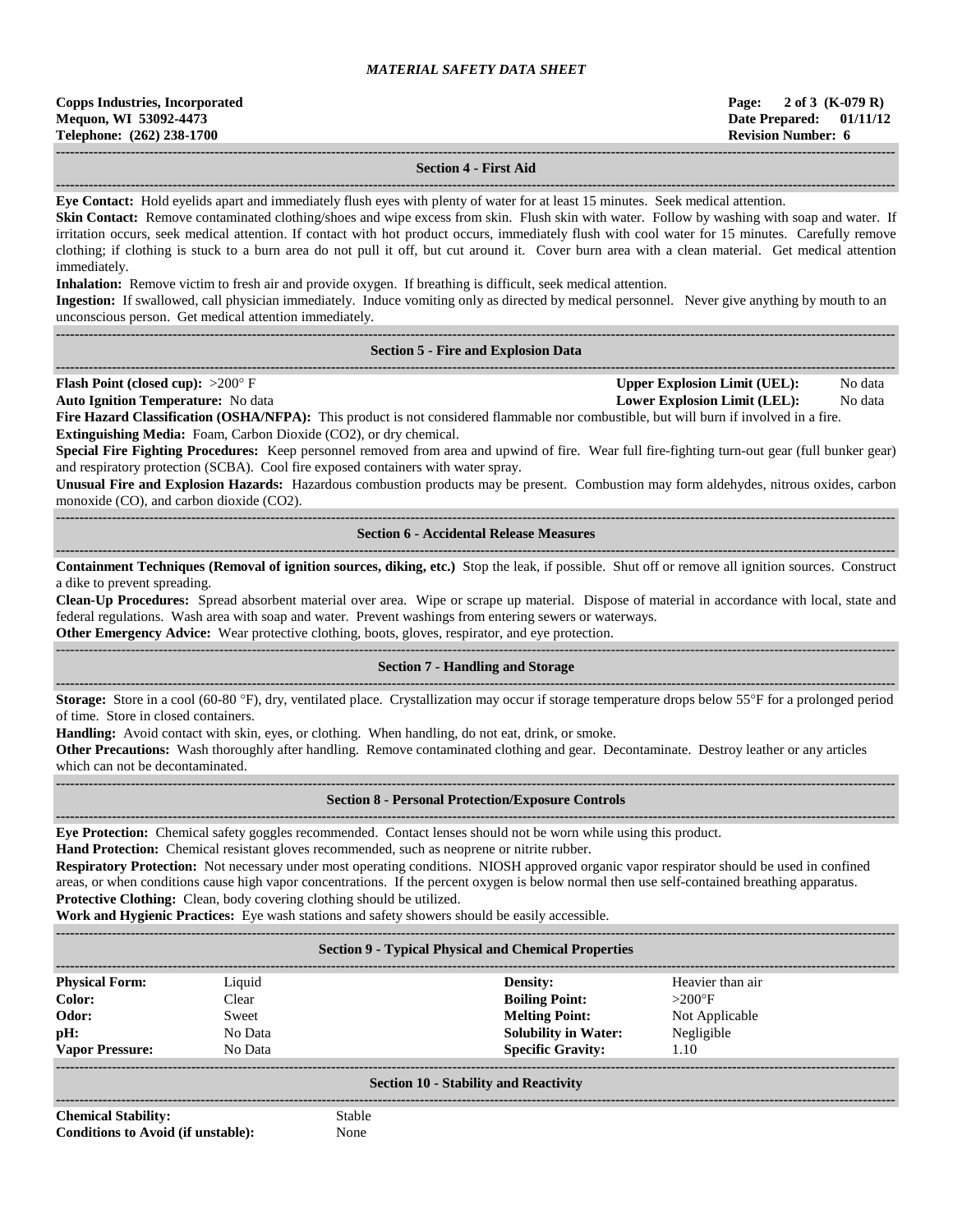## Section 4 - First Aid

**Eye Contact:** Hold eyelids apart and immediately flush eyes with plenty of water for at least 15 minutes. Seek medical attention.

**Skin Contact:** Remove contaminated clothing/shoes and wipe excess from skin. Flush skin with water. Follow by washing with soap and water. If irritation occurs, seek medical attention. If contact with hot product occurs, immediately flush with cool water for 15 minutes. Carefully remove clothing; if clothing is stuck to a burn area do not pull it off, but cut around it. Cover burn area with a clean material. Get medical attention immediately.

**Inhalation:** Remove victim to fresh air and provide oxygen. If breathing is difficult, seek medical attention.

**Ingestion:** If swallowed, call physician immediately. Induce vomiting only as directed by medical personnel. Never give anything by mouth to an unconscious person. Get medical attention immediately.

## Section 5 - Fire and Explosion Data

**Flash Point (closed cup):** >200° F

**Upper Explosion Limit (UEL):** No data

**Auto Ignition Temperature:** No data

**Lower Explosion Limit (LEL):** No data

**Fire Hazard Classification (OSHA/NFPA):** This product is not considered flammable nor combustible, but will burn if involved in a fire.

**Extinguishing Media:** Foam, Carbon Dioxide ($CO_2$), or dry chemical.

**Special Fire Fighting Procedures:** Keep personnel removed from area and upwind of fire. Wear full fire-fighting turn-out gear (full bunker gear) and respiratory protection (SCBA). Cool fire exposed containers with water spray.

**Unusual Fire and Explosion Hazards:** Hazardous combustion products may be present. Combustion may form aldehydes, nitrous oxides, carbon monoxide (CO), and carbon dioxide ($CO_2$).

## Section 6 - Accidental Release Measures

**Containment Techniques (Removal of ignition sources, diking, etc.)** Stop the leak, if possible. Shut off or remove all ignition sources. Construct a dike to prevent spreading.

**Clean-Up Procedures:** Spread absorbent material over area. Wipe or scrape up material. Dispose of material in accordance with local, state and federal regulations. Wash area with soap and water. Prevent washings from entering sewers or waterways.

**Other Emergency Advice:** Wear protective clothing, boots, gloves, respirator, and eye protection.

## Section 7 - Handling and Storage

**Storage:** Store in a cool (60-80 °F), dry, ventilated place. Crystallization may occur if storage temperature drops below 55°F for a prolonged period of time. Store in closed containers.

**Handling:** Avoid contact with skin, eyes, or clothing. When handling, do not eat, drink, or smoke.

**Other Precautions:** Wash thoroughly after handling. Remove contaminated clothing and gear. Decontaminate. Destroy leather or any articles which can not be decontaminated.

## Section 8 - Personal Protection/Exposure Controls

**Eye Protection:** Chemical safety goggles recommended. Contact lenses should not be worn while using this product.

**Hand Protection:** Chemical resistant gloves recommended, such as neoprene or nitrite rubber.

**Respiratory Protection:** Not necessary under most operating conditions. NIOSH approved organic vapor respirator should be used in confined areas, or when conditions cause high vapor concentrations. If the percent oxygen is below normal then use self-contained breathing apparatus.

**Protective Clothing:** Clean, body covering clothing should be utilized.

**Work and Hygienic Practices:** Eye wash stations and safety showers should be easily accessible.

## Section 9 - Typical Physical and Chemical Properties

| | | | |
|---|---|---|---|
| **Physical Form:** | Liquid | **Density:** | Heavier than air |
| **Color:** | Clear | **Boiling Point:** | >200°F |
| **Odor:** | Sweet | **Melting Point:** | Not Applicable |
| **pH:** | No Data | **Solubility in Water:** | Negligible |
| **Vapor Pressure:** | No Data | **Specific Gravity:** | 1.10 |

## Section 10 - Stability and Reactivity

**Chemical Stability:** Stable

**Conditions to Avoid (if unstable):** None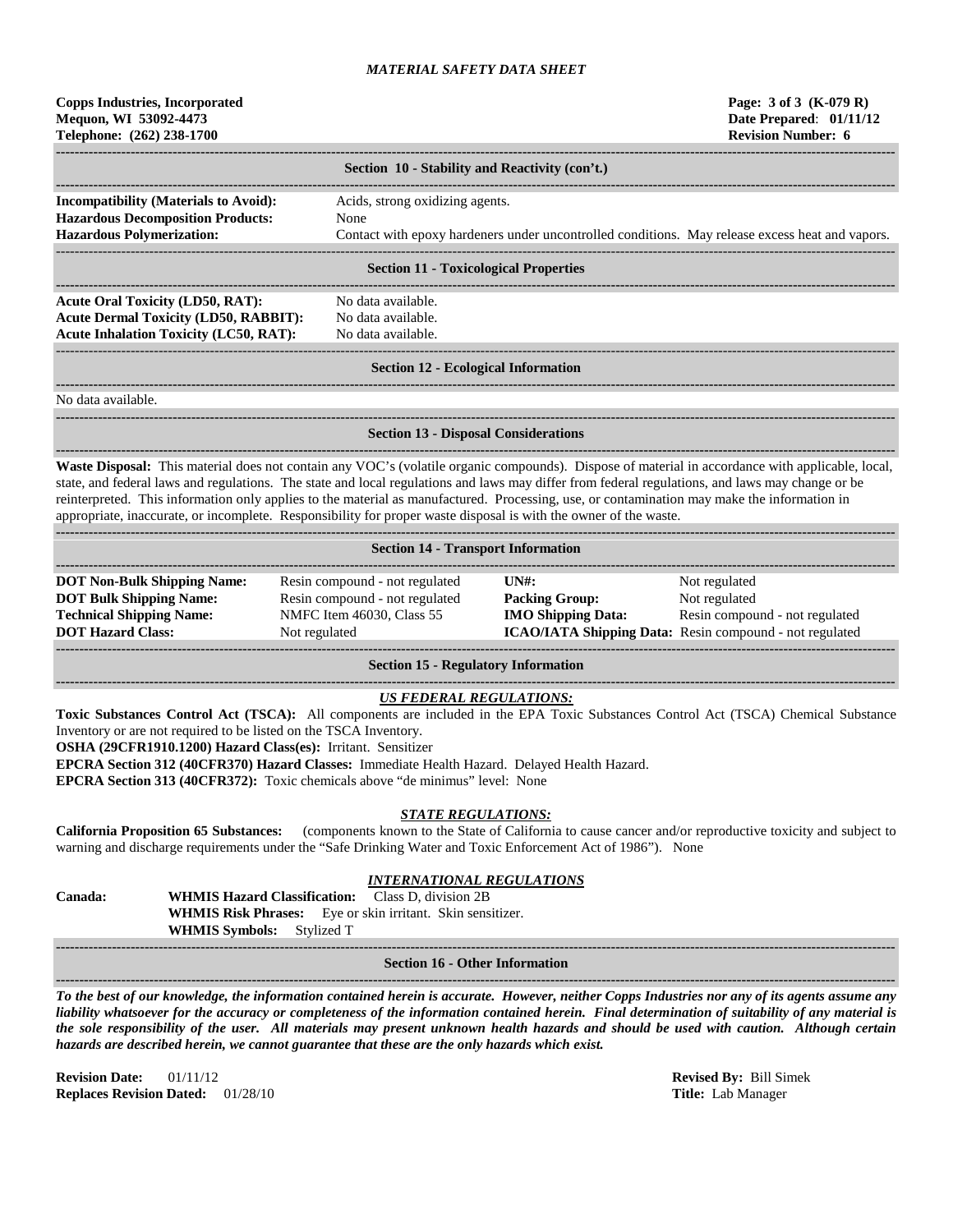*MATERIAL SAFETY DATA SHEET*

**Copps Industries, Incorporated**
**Mequon, WI 53092-4473**
**Telephone: (262) 238-1700**

**Page: 3 of 3 (K-079 R)**
**Date Prepared: 01/11/12**
**Revision Number: 6**

## Section 10 - Stability and Reactivity (con't.)

**Incompatibility (Materials to Avoid):** Acids, strong oxidizing agents.
**Hazardous Decomposition Products:** None
**Hazardous Polymerization:** Contact with epoxy hardeners under uncontrolled conditions. May release excess heat and vapors.

## Section 11 - Toxicological Properties

**Acute Oral Toxicity (LD50, RAT):** No data available.
**Acute Dermal Toxicity (LD50, RABBIT):** No data available.
**Acute Inhalation Toxicity (LC50, RAT):** No data available.

## Section 12 - Ecological Information

No data available.

## Section 13 - Disposal Considerations

**Waste Disposal:** This material does not contain any VOC's (volatile organic compounds). Dispose of material in accordance with applicable, local, state, and federal laws and regulations. The state and local regulations and laws may differ from federal regulations, and laws may change or be reinterpreted. This information only applies to the material as manufactured. Processing, use, or contamination may make the information in appropriate, inaccurate, or incomplete. Responsibility for proper waste disposal is with the owner of the waste.

## Section 14 - Transport Information

| | | | |
|---|---|---|---|
| **DOT Non-Bulk Shipping Name:** | Resin compound - not regulated | **UN#:** | Not regulated |
| **DOT Bulk Shipping Name:** | Resin compound - not regulated | **Packing Group:** | Not regulated |
| **Technical Shipping Name:** | NMFC Item 46030, Class 55 | **IMO Shipping Data:** | Resin compound - not regulated |
| **DOT Hazard Class:** | Not regulated | **ICAO/IATA Shipping Data:** | Resin compound - not regulated |

## Section 15 - Regulatory Information

***US FEDERAL REGULATIONS:***

**Toxic Substances Control Act (TSCA):** All components are included in the EPA Toxic Substances Control Act (TSCA) Chemical Substance Inventory or are not required to be listed on the TSCA Inventory.
**OSHA (29CFR1910.1200) Hazard Class(es):** Irritant. Sensitizer
**EPCRA Section 312 (40CFR370) Hazard Classes:** Immediate Health Hazard. Delayed Health Hazard.
**EPCRA Section 313 (40CFR372):** Toxic chemicals above "de minimus" level: None

***STATE REGULATIONS:***

**California Proposition 65 Substances:** (components known to the State of California to cause cancer and/or reproductive toxicity and subject to warning and discharge requirements under the "Safe Drinking Water and Toxic Enforcement Act of 1986"). None

***INTERNATIONAL REGULATIONS***

**Canada:**
**WHMIS Hazard Classification:** Class D, division 2B
**WHMIS Risk Phrases:** Eye or skin irritant. Skin sensitizer.
**WHMIS Symbols:** Stylized T

## Section 16 - Other Information

***To the best of our knowledge, the information contained herein is accurate. However, neither Copps Industries nor any of its agents assume any liability whatsoever for the accuracy or completeness of the information contained herein. Final determination of suitability of any material is the sole responsibility of the user. All materials may present unknown health hazards and should be used with caution. Although certain hazards are described herein, we cannot guarantee that these are the only hazards which exist.***

**Revision Date:** 01/11/12
**Replaces Revision Dated:** 01/28/10

**Revised By:** Bill Simek
**Title:** Lab Manager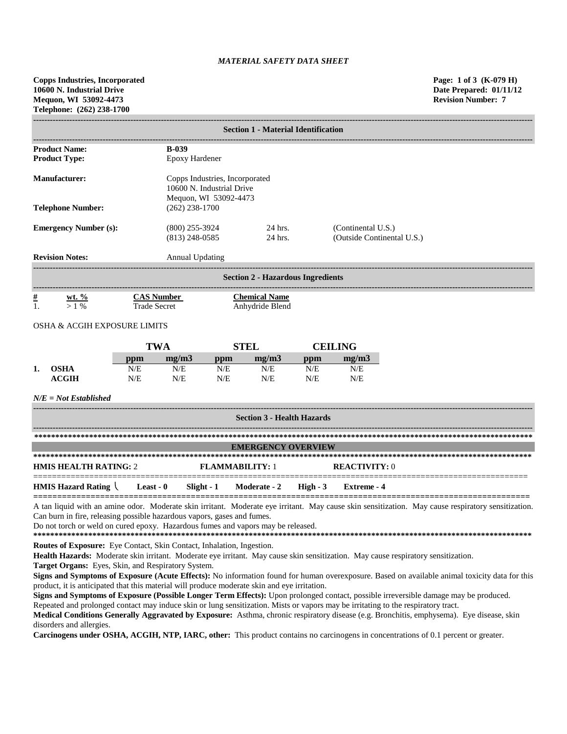*MATERIAL SAFETY DATA SHEET*

**Copps Industries, Incorporated**
**10600 N. Industrial Drive**
**Mequon, WI 53092-4473**
**Telephone: (262) 238-1700**

**Page: 1 of 3 (K-079 H)**
**Date Prepared: 01/11/12**
**Revision Number: 7**

## Section 1 - Material Identification

| | | | |
|---|---|---|---|
| **Product Name:** | **B-039** | | |
| **Product Type:** | Epoxy Hardener | | |
| **Manufacturer:** | Copps Industries, Incorporated<br>10600 N. Industrial Drive<br>Mequon, WI 53092-4473 | | |
| **Telephone Number:** | (262) 238-1700 | | |
| **Emergency Number (s):** | (800) 255-3924 | 24 hrs. | (Continental U.S.) |
| | (813) 248-0585 | 24 hrs. | (Outside Continental U.S.) |
| **Revision Notes:** | Annual Updating | | |

## Section 2 - Hazardous Ingredients

| # | wt. % | CAS Number | Chemical Name |
|---|---|---|---|
| 1. | > 1 % | Trade Secret | Anhydride Blend |

OSHA & ACGIH EXPOSURE LIMITS

| | | TWA | | STEL | | CEILING | |
|---|---|---|---|---|---|---|---|
| | | ppm | mg/m3 | ppm | mg/m3 | ppm | mg/m3 |
| 1. | OSHA | N/E | N/E | N/E | N/E | N/E | N/E |
| | ACGIH | N/E | N/E | N/E | N/E | N/E | N/E |

*N/E = Not Established*

## Section 3 - Health Hazards

### EMERGENCY OVERVIEW

**HMIS HEALTH RATING:** 2 **FLAMMABILITY:** 1 **REACTIVITY:** 0

**HMIS Hazard Rating** \ **Least - 0** **Slight - 1** **Moderate - 2** **High - 3** **Extreme - 4**

A tan liquid with an amine odor. Moderate skin irritant. Moderate eye irritant. May cause skin sensitization. May cause respiratory sensitization. Can burn in fire, releasing possible hazardous vapors, gases and fumes.
Do not torch or weld on cured epoxy. Hazardous fumes and vapors may be released.

**Routes of Exposure:** Eye Contact, Skin Contact, Inhalation, Ingestion.

**Health Hazards:** Moderate skin irritant. Moderate eye irritant. May cause skin sensitization. May cause respiratory sensitization.

**Target Organs:** Eyes, Skin, and Respiratory System.

**Signs and Symptoms of Exposure (Acute Effects):** No information found for human overexposure. Based on available animal toxicity data for this product, it is anticipated that this material will produce moderate skin and eye irritation.

**Signs and Symptoms of Exposure (Possible Longer Term Effects):** Upon prolonged contact, possible irreversible damage may be produced. Repeated and prolonged contact may induce skin or lung sensitization. Mists or vapors may be irritating to the respiratory tract.

**Medical Conditions Generally Aggravated by Exposure:** Asthma, chronic respiratory disease (e.g. Bronchitis, emphysema). Eye disease, skin disorders and allergies.

**Carcinogens under OSHA, ACGIH, NTP, IARC, other:** This product contains no carcinogens in concentrations of 0.1 percent or greater.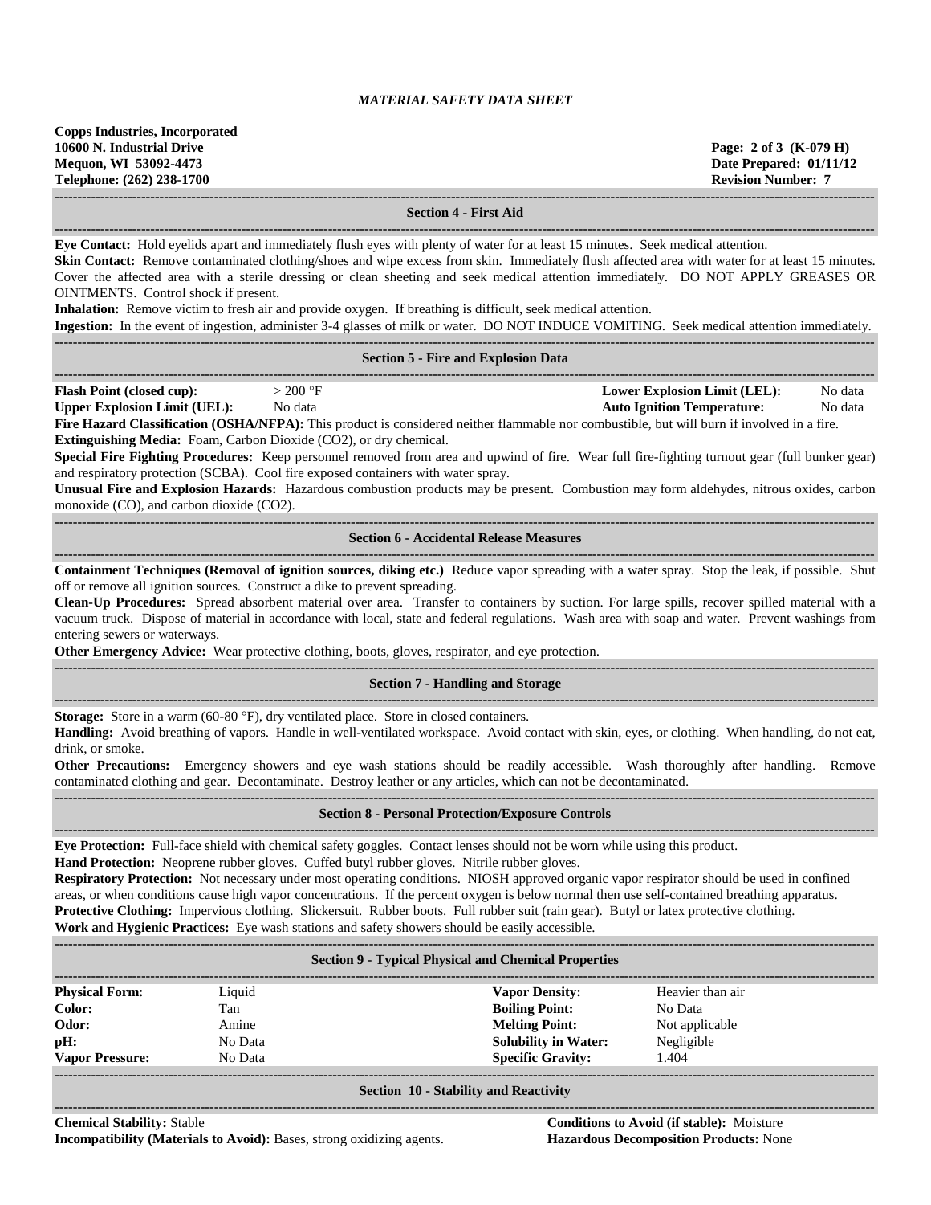# MATERIAL SAFETY DATA SHEET

**Copps Industries, Incorporated**
**10600 N. Industrial Drive**
**Mequon, WI 53092-4473**
**Telephone: (262) 238-1700**

**Page: 2 of 3 (K-079 H)**
**Date Prepared: 01/11/12**
**Revision Number: 7**

## Section 4 - First Aid

**Eye Contact:** Hold eyelids apart and immediately flush eyes with plenty of water for at least 15 minutes. Seek medical attention.
**Skin Contact:** Remove contaminated clothing/shoes and wipe excess from skin. Immediately flush affected area with water for at least 15 minutes. Cover the affected area with a sterile dressing or clean sheeting and seek medical attention immediately. DO NOT APPLY GREASES OR OINTMENTS. Control shock if present.
**Inhalation:** Remove victim to fresh air and provide oxygen. If breathing is difficult, seek medical attention.
**Ingestion:** In the event of ingestion, administer 3-4 glasses of milk or water. DO NOT INDUCE VOMITING. Seek medical attention immediately.

## Section 5 - Fire and Explosion Data

| | | | |
|---|---|---|---|
| **Flash Point (closed cup):** | > 200 °F | **Lower Explosion Limit (LEL):** | No data |
| **Upper Explosion Limit (UEL):** | No data | **Auto Ignition Temperature:** | No data |

**Fire Hazard Classification (OSHA/NFPA):** This product is considered neither flammable nor combustible, but will burn if involved in a fire.
**Extinguishing Media:** Foam, Carbon Dioxide ($CO_2$), or dry chemical.
**Special Fire Fighting Procedures:** Keep personnel removed from area and upwind of fire. Wear full fire-fighting turnout gear (full bunker gear) and respiratory protection (SCBA). Cool fire exposed containers with water spray.
**Unusual Fire and Explosion Hazards:** Hazardous combustion products may be present. Combustion may form aldehydes, nitrous oxides, carbon monoxide (CO), and carbon dioxide ($CO_2$).

## Section 6 - Accidental Release Measures

**Containment Techniques (Removal of ignition sources, diking etc.)** Reduce vapor spreading with a water spray. Stop the leak, if possible. Shut off or remove all ignition sources. Construct a dike to prevent spreading.
**Clean-Up Procedures:** Spread absorbent material over area. Transfer to containers by suction. For large spills, recover spilled material with a vacuum truck. Dispose of material in accordance with local, state and federal regulations. Wash area with soap and water. Prevent washings from entering sewers or waterways.
**Other Emergency Advice:** Wear protective clothing, boots, gloves, respirator, and eye protection.

## Section 7 - Handling and Storage

**Storage:** Store in a warm (60-80 °F), dry ventilated place. Store in closed containers.
**Handling:** Avoid breathing of vapors. Handle in well-ventilated workspace. Avoid contact with skin, eyes, or clothing. When handling, do not eat, drink, or smoke.
**Other Precautions:** Emergency showers and eye wash stations should be readily accessible. Wash thoroughly after handling. Remove contaminated clothing and gear. Decontaminate. Destroy leather or any articles, which can not be decontaminated.

## Section 8 - Personal Protection/Exposure Controls

**Eye Protection:** Full-face shield with chemical safety goggles. Contact lenses should not be worn while using this product.
**Hand Protection:** Neoprene rubber gloves. Cuffed butyl rubber gloves. Nitrile rubber gloves.
**Respiratory Protection:** Not necessary under most operating conditions. NIOSH approved organic vapor respirator should be used in confined areas, or when conditions cause high vapor concentrations. If the percent oxygen is below normal then use self-contained breathing apparatus.
**Protective Clothing:** Impervious clothing. Slickersuit. Rubber boots. Full rubber suit (rain gear). Butyl or latex protective clothing.
**Work and Hygienic Practices:** Eye wash stations and safety showers should be easily accessible.

## Section 9 - Typical Physical and Chemical Properties

| | | | |
|---|---|---|---|
| **Physical Form:** | Liquid | **Vapor Density:** | Heavier than air |
| **Color:** | Tan | **Boiling Point:** | No Data |
| **Odor:** | Amine | **Melting Point:** | Not applicable |
| **pH:** | No Data | **Solubility in Water:** | Negligible |
| **Vapor Pressure:** | No Data | **Specific Gravity:** | 1.404 |

## Section 10 - Stability and Reactivity

**Chemical Stability:** Stable
**Conditions to Avoid (if stable):** Moisture
**Incompatibility (Materials to Avoid):** Bases, strong oxidizing agents.
**Hazardous Decomposition Products:** None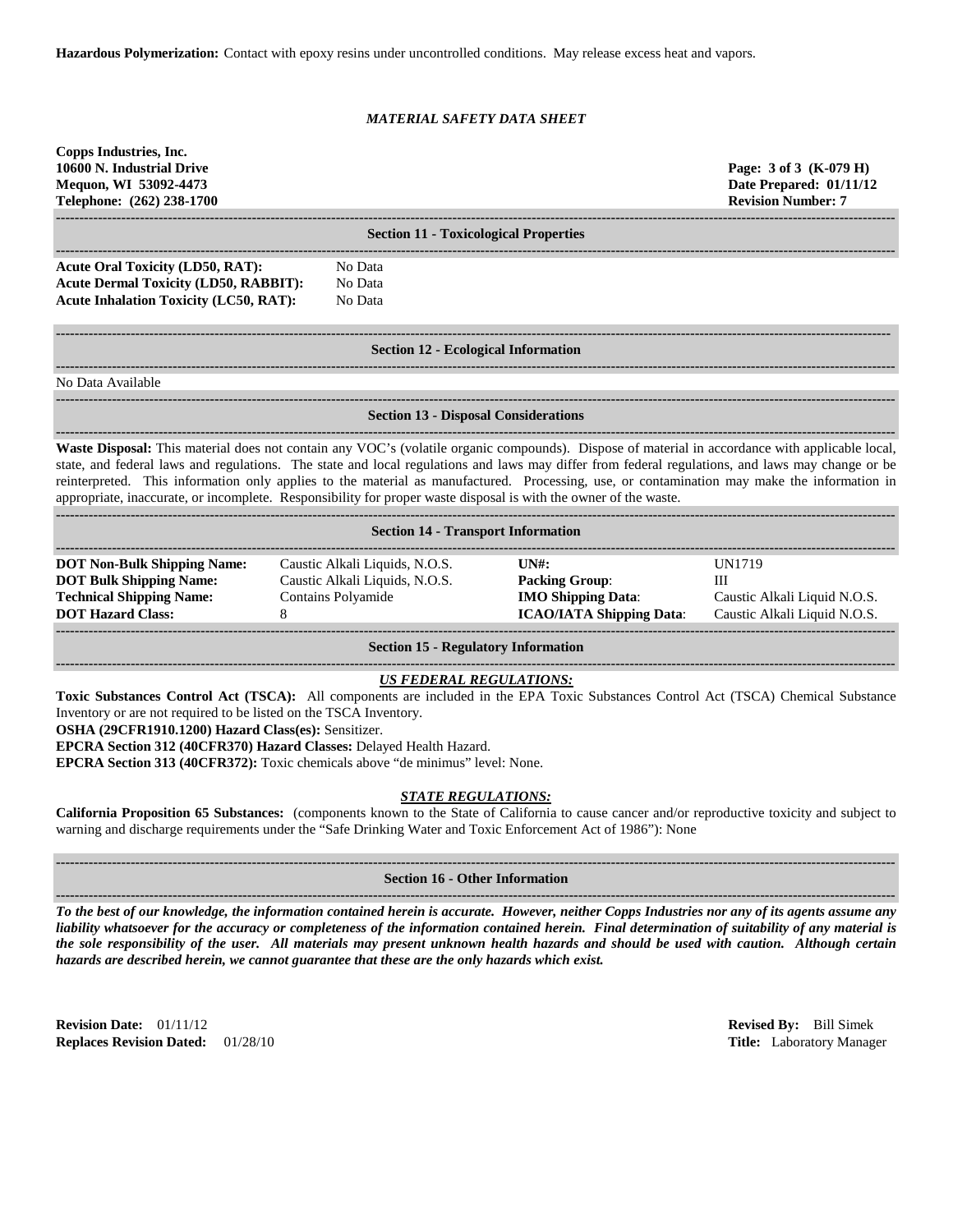**Hazardous Polymerization:** Contact with epoxy resins under uncontrolled conditions. May release excess heat and vapors.

*MATERIAL SAFETY DATA SHEET*

**Copps Industries, Inc.**
**10600 N. Industrial Drive**
**Mequon, WI 53092-4473**
**Telephone: (262) 238-1700**

**Page: 3 of 3 (K-079 H)**
**Date Prepared: 01/11/12**
**Revision Number: 7**

## Section 11 - Toxicological Properties

| | |
|---|---|
| **Acute Oral Toxicity (LD50, RAT):** | No Data |
| **Acute Dermal Toxicity (LD50, RABBIT):** | No Data |
| **Acute Inhalation Toxicity (LC50, RAT):** | No Data |

## Section 12 - Ecological Information

No Data Available

## Section 13 - Disposal Considerations

**Waste Disposal:** This material does not contain any VOC's (volatile organic compounds). Dispose of material in accordance with applicable local, state, and federal laws and regulations. The state and local regulations and laws may differ from federal regulations, and laws may change or be reinterpreted. This information only applies to the material as manufactured. Processing, use, or contamination may make the information in appropriate, inaccurate, or incomplete. Responsibility for proper waste disposal is with the owner of the waste.

## Section 14 - Transport Information

| | | | |
|---|---|---|---|
| **DOT Non-Bulk Shipping Name:** | Caustic Alkali Liquids, N.O.S. | **UN#:** | UN1719 |
| **DOT Bulk Shipping Name:** | Caustic Alkali Liquids, N.O.S. | **Packing Group**: | III |
| **Technical Shipping Name:** | Contains Polyamide | **IMO Shipping Data**: | Caustic Alkali Liquid N.O.S. |
| **DOT Hazard Class:** | 8 | **ICAO/IATA Shipping Data**: | Caustic Alkali Liquid N.O.S. |

## Section 15 - Regulatory Information

***US FEDERAL REGULATIONS:***

**Toxic Substances Control Act (TSCA):** All components are included in the EPA Toxic Substances Control Act (TSCA) Chemical Substance Inventory or are not required to be listed on the TSCA Inventory.
**OSHA (29CFR1910.1200) Hazard Class(es):** Sensitizer.
**EPCRA Section 312 (40CFR370) Hazard Classes:** Delayed Health Hazard.
**EPCRA Section 313 (40CFR372):** Toxic chemicals above "de minimus" level: None.

***STATE REGULATIONS:***

**California Proposition 65 Substances:** (components known to the State of California to cause cancer and/or reproductive toxicity and subject to warning and discharge requirements under the "Safe Drinking Water and Toxic Enforcement Act of 1986"): None

## Section 16 - Other Information

***To the best of our knowledge, the information contained herein is accurate. However, neither Copps Industries nor any of its agents assume any liability whatsoever for the accuracy or completeness of the information contained herein. Final determination of suitability of any material is the sole responsibility of the user. All materials may present unknown health hazards and should be used with caution. Although certain hazards are described herein, we cannot guarantee that these are the only hazards which exist.***

**Revision Date:** 01/11/12
**Replaces Revision Dated:** 01/28/10

**Revised By:** Bill Simek
**Title:** Laboratory Manager